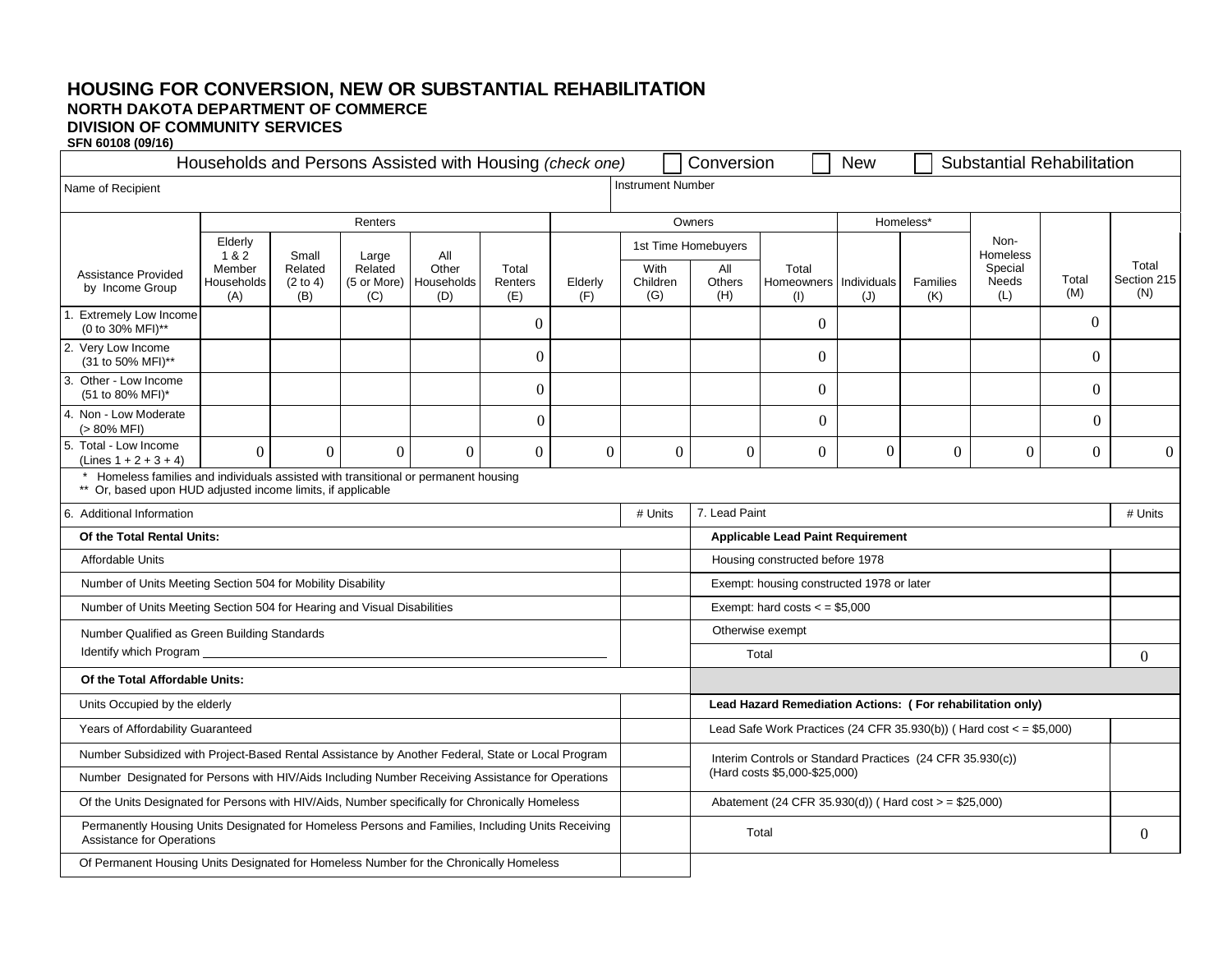# HOUSING FOR CONVERSION, NEW OR SUBSTANTIAL REHABILITATION

**NORTH DAKOTA DEPARTMENT OF COMMERCE**

**DIVISION OF COMMUNITY SERVICES**

**SFN 60108 (09/16)**

Households and Persons Assisted with Housing *(check one)* ☐ Conversion ☐ New ☐ Substantial Rehabilitation

| Name of Recipient | Instrument Number |
|---|---|
| | |

| Assistance Provided by Income Group | Renters | | | | | Owners | | | | Homeless* | | Non-Homeless Special Needs (L) | Total (M) | Total Section 215 (N) |
|---|---|---|---|---|---|---|---|---|---|---|---|---|---|---|
| | Elderly 1 & 2 Member Households (A) | Small Related (2 to 4) (B) | Large Related (5 or More) (C) | All Other Households (D) | Total Renters (E) | Elderly (F) | 1st Time Homebuyers With Children (G) | 1st Time Homebuyers All Others (H) | Total Homeowners (I) | Individuals (J) | Families (K) | | | |
| 1. Extremely Low Income (0 to 30% MFI)** | | | | | 0 | | | | 0 | | | | 0 | |
| 2. Very Low Income (31 to 50% MFI)** | | | | | 0 | | | | 0 | | | | 0 | |
| 3. Other - Low Income (51 to 80% MFI)* | | | | | 0 | | | | 0 | | | | 0 | |
| 4. Non - Low Moderate (> 80% MFI) | | | | | 0 | | | | 0 | | | | 0 | |
| 5. Total - Low Income (Lines 1 + 2 + 3 + 4) | 0 | 0 | 0 | 0 | 0 | 0 | 0 | 0 | 0 | 0 | 0 | 0 | 0 | 0 |

\* Homeless families and individuals assisted with transitional or permanent housing
** Or, based upon HUD adjusted income limits, if applicable

| 6. Additional Information | # Units |
|---|---|
| **Of the Total Rental Units:** | |
| Affordable Units | |
| Number of Units Meeting Section 504 for Mobility Disability | |
| Number of Units Meeting Section 504 for Hearing and Visual Disabilities | |
| Number Qualified as Green Building Standards<br>Identify which Program ________ | |
| **Of the Total Affordable Units:** | |
| Units Occupied by the elderly | |
| Years of Affordability Guaranteed | |
| Number Subsidized with Project-Based Rental Assistance by Another Federal, State or Local Program | |
| Number Designated for Persons with HIV/Aids Including Number Receiving Assistance for Operations | |
| Of the Units Designated for Persons with HIV/Aids, Number specifically for Chronically Homeless | |
| Permanently Housing Units Designated for Homeless Persons and Families, Including Units Receiving Assistance for Operations | |
| Of Permanent Housing Units Designated for Homeless Number for the Chronically Homeless | |

| 7. Lead Paint | # Units |
|---|---|
| **Applicable Lead Paint Requirement** | |
| Housing constructed before 1978 | |
| Exempt: housing constructed 1978 or later | |
| Exempt: hard costs < = $5,000 | |
| Otherwise exempt | |
| Total | 0 |
| **Lead Hazard Remediation Actions: ( For rehabilitation only)** | |
| Lead Safe Work Practices (24 CFR 35.930(b)) ( Hard cost < = $5,000) | |
| Interim Controls or Standard Practices (24 CFR 35.930(c)) (Hard costs $5,000-$25,000) | |
| Abatement (24 CFR 35.930(d)) ( Hard cost > = $25,000) | |
| Total | 0 |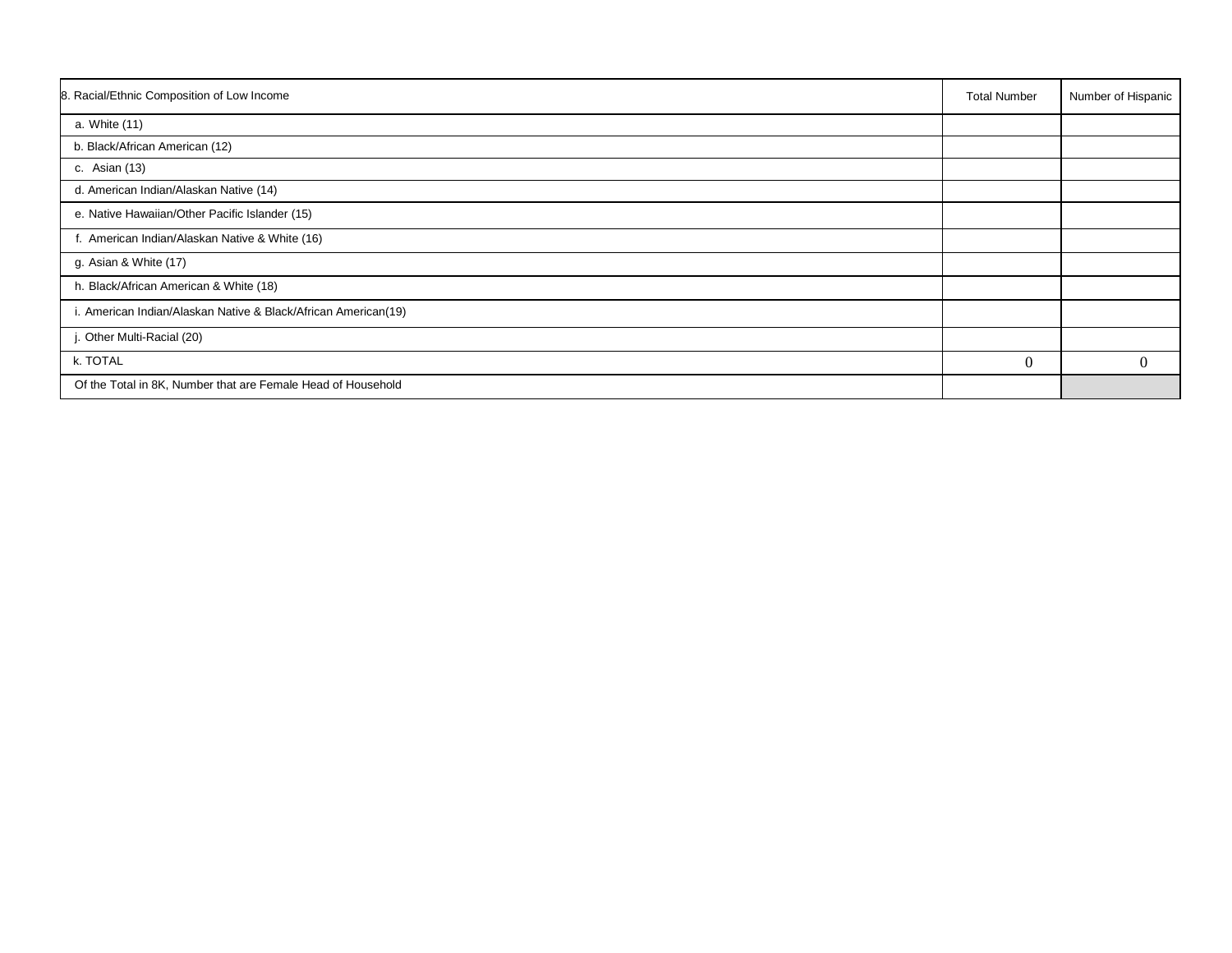| 8. Racial/Ethnic Composition of Low Income | Total Number | Number of Hispanic |
|---|---|---|
| a. White (11) | | |
| b. Black/African American (12) | | |
| c. Asian (13) | | |
| d. American Indian/Alaskan Native (14) | | |
| e. Native Hawaiian/Other Pacific Islander (15) | | |
| f. American Indian/Alaskan Native & White (16) | | |
| g. Asian & White (17) | | |
| h. Black/African American & White (18) | | |
| i. American Indian/Alaskan Native & Black/African American(19) | | |
| j. Other Multi-Racial (20) | | |
| k. TOTAL | 0 | 0 |
| Of the Total in 8K, Number that are Female Head of Household | | |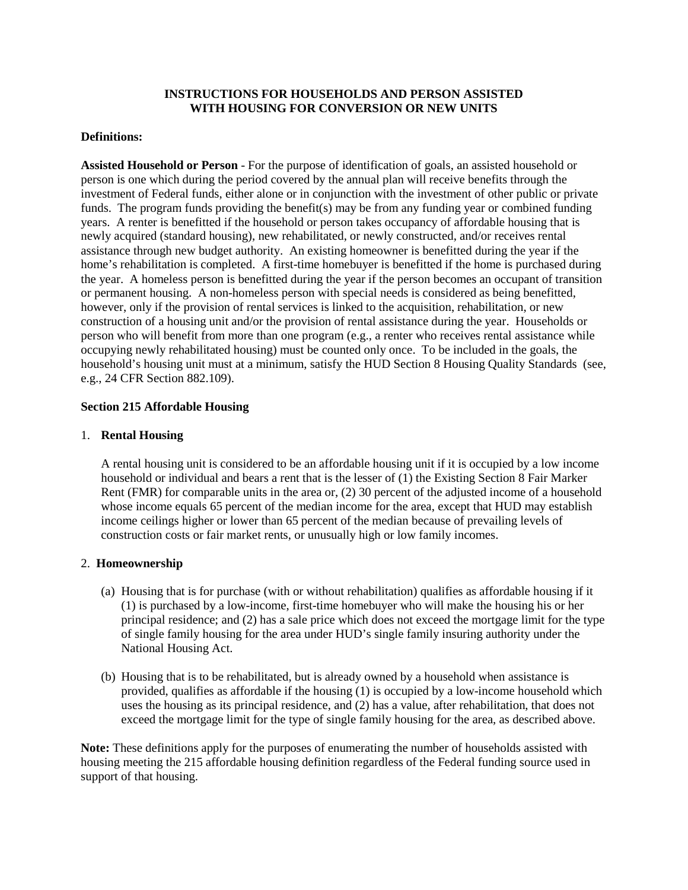**INSTRUCTIONS FOR HOUSEHOLDS AND PERSON ASSISTED WITH HOUSING FOR CONVERSION OR NEW UNITS**

**Definitions:**

**Assisted Household or Person** - For the purpose of identification of goals, an assisted household or person is one which during the period covered by the annual plan will receive benefits through the investment of Federal funds, either alone or in conjunction with the investment of other public or private funds. The program funds providing the benefit(s) may be from any funding year or combined funding years. A renter is benefitted if the household or person takes occupancy of affordable housing that is newly acquired (standard housing), new rehabilitated, or newly constructed, and/or receives rental assistance through new budget authority. An existing homeowner is benefitted during the year if the home's rehabilitation is completed. A first-time homebuyer is benefitted if the home is purchased during the year. A homeless person is benefitted during the year if the person becomes an occupant of transition or permanent housing. A non-homeless person with special needs is considered as being benefitted, however, only if the provision of rental services is linked to the acquisition, rehabilitation, or new construction of a housing unit and/or the provision of rental assistance during the year. Households or person who will benefit from more than one program (e.g., a renter who receives rental assistance while occupying newly rehabilitated housing) must be counted only once. To be included in the goals, the household's housing unit must at a minimum, satisfy the HUD Section 8 Housing Quality Standards (see, e.g., 24 CFR Section 882.109).

**Section 215 Affordable Housing**

1. **Rental Housing**

   A rental housing unit is considered to be an affordable housing unit if it is occupied by a low income household or individual and bears a rent that is the lesser of (1) the Existing Section 8 Fair Marker Rent (FMR) for comparable units in the area or, (2) 30 percent of the adjusted income of a household whose income equals 65 percent of the median income for the area, except that HUD may establish income ceilings higher or lower than 65 percent of the median because of prevailing levels of construction costs or fair market rents, or unusually high or low family incomes.

2. **Homeownership**

   (a) Housing that is for purchase (with or without rehabilitation) qualifies as affordable housing if it (1) is purchased by a low-income, first-time homebuyer who will make the housing his or her principal residence; and (2) has a sale price which does not exceed the mortgage limit for the type of single family housing for the area under HUD's single family insuring authority under the National Housing Act.

   (b) Housing that is to be rehabilitated, but is already owned by a household when assistance is provided, qualifies as affordable if the housing (1) is occupied by a low-income household which uses the housing as its principal residence, and (2) has a value, after rehabilitation, that does not exceed the mortgage limit for the type of single family housing for the area, as described above.

**Note:** These definitions apply for the purposes of enumerating the number of households assisted with housing meeting the 215 affordable housing definition regardless of the Federal funding source used in support of that housing.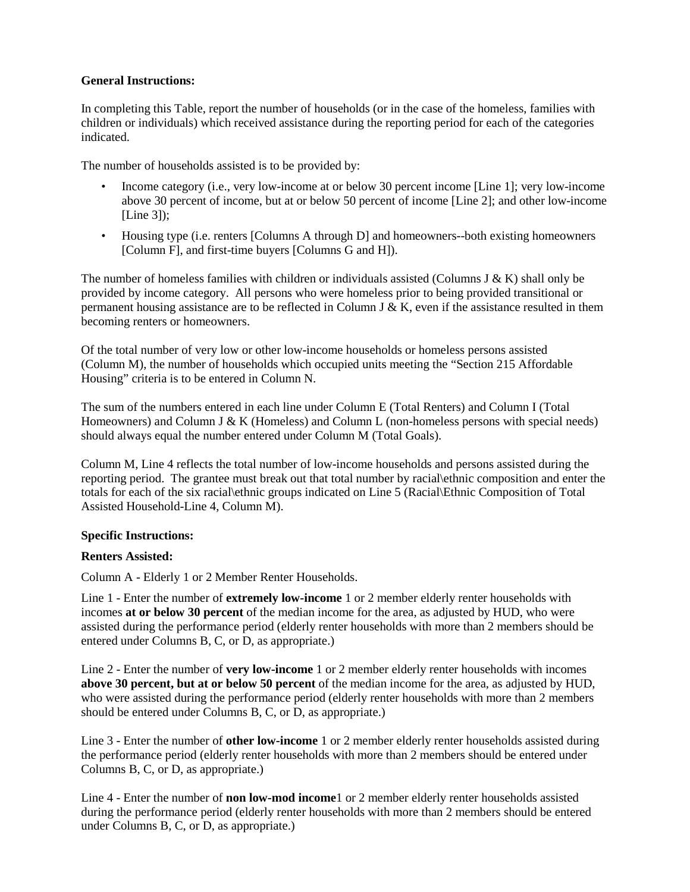**General Instructions:**

In completing this Table, report the number of households (or in the case of the homeless, families with children or individuals) which received assistance during the reporting period for each of the categories indicated.

The number of households assisted is to be provided by:

- Income category (i.e., very low-income at or below 30 percent income [Line 1]; very low-income above 30 percent of income, but at or below 50 percent of income [Line 2]; and other low-income [Line 3]);
- Housing type (i.e. renters [Columns A through D] and homeowners--both existing homeowners [Column F], and first-time buyers [Columns G and H]).

The number of homeless families with children or individuals assisted (Columns J & K) shall only be provided by income category. All persons who were homeless prior to being provided transitional or permanent housing assistance are to be reflected in Column J & K, even if the assistance resulted in them becoming renters or homeowners.

Of the total number of very low or other low-income households or homeless persons assisted (Column M), the number of households which occupied units meeting the "Section 215 Affordable Housing" criteria is to be entered in Column N.

The sum of the numbers entered in each line under Column E (Total Renters) and Column I (Total Homeowners) and Column J & K (Homeless) and Column L (non-homeless persons with special needs) should always equal the number entered under Column M (Total Goals).

Column M, Line 4 reflects the total number of low-income households and persons assisted during the reporting period. The grantee must break out that total number by racial\ethnic composition and enter the totals for each of the six racial\ethnic groups indicated on Line 5 (Racial\Ethnic Composition of Total Assisted Household-Line 4, Column M).

**Specific Instructions:**

**Renters Assisted:**

Column A - Elderly 1 or 2 Member Renter Households.

Line 1 - Enter the number of **extremely low-income** 1 or 2 member elderly renter households with incomes **at or below 30 percent** of the median income for the area, as adjusted by HUD, who were assisted during the performance period (elderly renter households with more than 2 members should be entered under Columns B, C, or D, as appropriate.)

Line 2 - Enter the number of **very low-income** 1 or 2 member elderly renter households with incomes **above 30 percent, but at or below 50 percent** of the median income for the area, as adjusted by HUD, who were assisted during the performance period (elderly renter households with more than 2 members should be entered under Columns B, C, or D, as appropriate.)

Line 3 - Enter the number of **other low-income** 1 or 2 member elderly renter households assisted during the performance period (elderly renter households with more than 2 members should be entered under Columns B, C, or D, as appropriate.)

Line 4 - Enter the number of **non low-mod income**1 or 2 member elderly renter households assisted during the performance period (elderly renter households with more than 2 members should be entered under Columns B, C, or D, as appropriate.)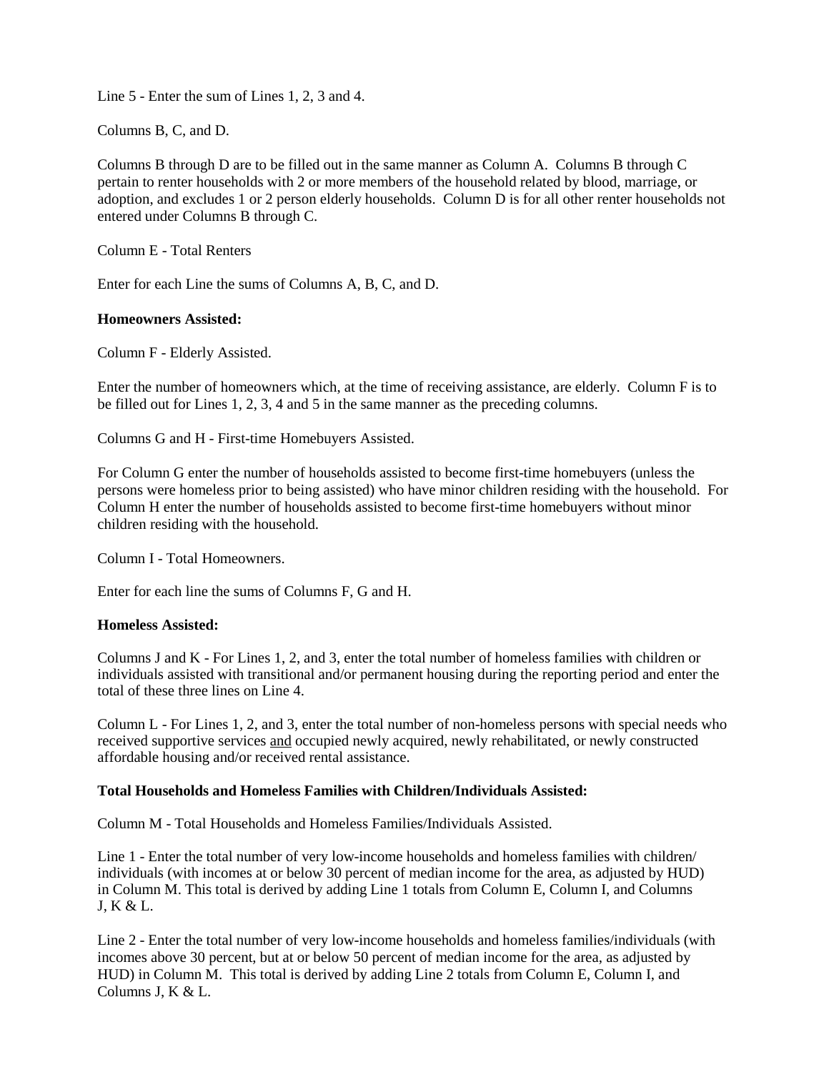Line 5 - Enter the sum of Lines 1, 2, 3 and 4.

Columns B, C, and D.

Columns B through D are to be filled out in the same manner as Column A. Columns B through C pertain to renter households with 2 or more members of the household related by blood, marriage, or adoption, and excludes 1 or 2 person elderly households. Column D is for all other renter households not entered under Columns B through C.

Column E - Total Renters

Enter for each Line the sums of Columns A, B, C, and D.

**Homeowners Assisted:**

Column F - Elderly Assisted.

Enter the number of homeowners which, at the time of receiving assistance, are elderly. Column F is to be filled out for Lines 1, 2, 3, 4 and 5 in the same manner as the preceding columns.

Columns G and H - First-time Homebuyers Assisted.

For Column G enter the number of households assisted to become first-time homebuyers (unless the persons were homeless prior to being assisted) who have minor children residing with the household. For Column H enter the number of households assisted to become first-time homebuyers without minor children residing with the household.

Column I - Total Homeowners.

Enter for each line the sums of Columns F, G and H.

**Homeless Assisted:**

Columns J and K - For Lines 1, 2, and 3, enter the total number of homeless families with children or individuals assisted with transitional and/or permanent housing during the reporting period and enter the total of these three lines on Line 4.

Column L - For Lines 1, 2, and 3, enter the total number of non-homeless persons with special needs who received supportive services <u>and</u> occupied newly acquired, newly rehabilitated, or newly constructed affordable housing and/or received rental assistance.

**Total Households and Homeless Families with Children/Individuals Assisted:**

Column M - Total Households and Homeless Families/Individuals Assisted.

Line 1 - Enter the total number of very low-income households and homeless families with children/ individuals (with incomes at or below 30 percent of median income for the area, as adjusted by HUD) in Column M. This total is derived by adding Line 1 totals from Column E, Column I, and Columns J, K & L.

Line 2 - Enter the total number of very low-income households and homeless families/individuals (with incomes above 30 percent, but at or below 50 percent of median income for the area, as adjusted by HUD) in Column M. This total is derived by adding Line 2 totals from Column E, Column I, and Columns J, K & L.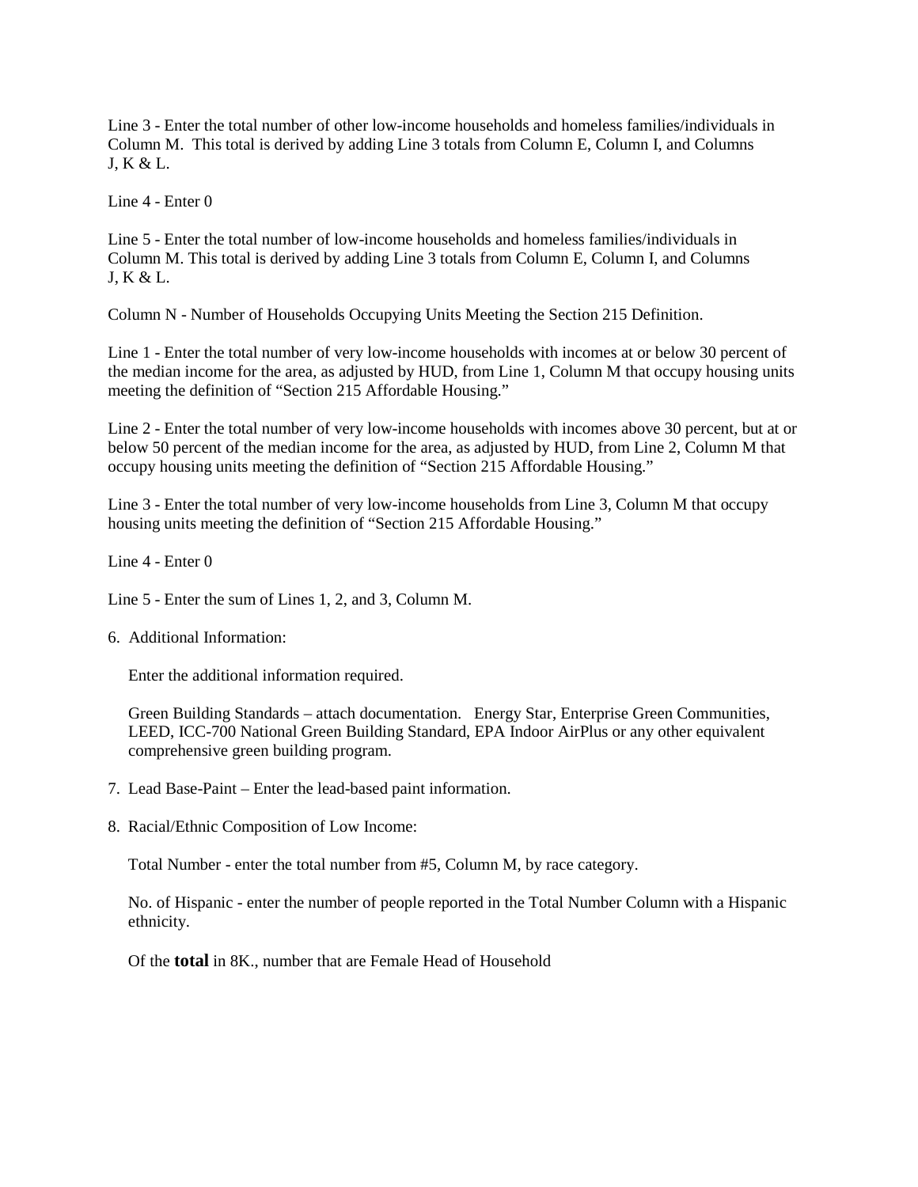Line 3 - Enter the total number of other low-income households and homeless families/individuals in Column M. This total is derived by adding Line 3 totals from Column E, Column I, and Columns J, K & L.

Line 4 - Enter 0

Line 5 - Enter the total number of low-income households and homeless families/individuals in Column M. This total is derived by adding Line 3 totals from Column E, Column I, and Columns J, K & L.

Column N - Number of Households Occupying Units Meeting the Section 215 Definition.

Line 1 - Enter the total number of very low-income households with incomes at or below 30 percent of the median income for the area, as adjusted by HUD, from Line 1, Column M that occupy housing units meeting the definition of "Section 215 Affordable Housing."

Line 2 - Enter the total number of very low-income households with incomes above 30 percent, but at or below 50 percent of the median income for the area, as adjusted by HUD, from Line 2, Column M that occupy housing units meeting the definition of "Section 215 Affordable Housing."

Line 3 - Enter the total number of very low-income households from Line 3, Column M that occupy housing units meeting the definition of "Section 215 Affordable Housing."

Line 4 - Enter 0

Line 5 - Enter the sum of Lines 1, 2, and 3, Column M.

6. Additional Information:

   Enter the additional information required.

   Green Building Standards – attach documentation. Energy Star, Enterprise Green Communities, LEED, ICC-700 National Green Building Standard, EPA Indoor AirPlus or any other equivalent comprehensive green building program.

7. Lead Base-Paint – Enter the lead-based paint information.

8. Racial/Ethnic Composition of Low Income:

   Total Number - enter the total number from #5, Column M, by race category.

   No. of Hispanic - enter the number of people reported in the Total Number Column with a Hispanic ethnicity.

   Of the **total** in 8K., number that are Female Head of Household